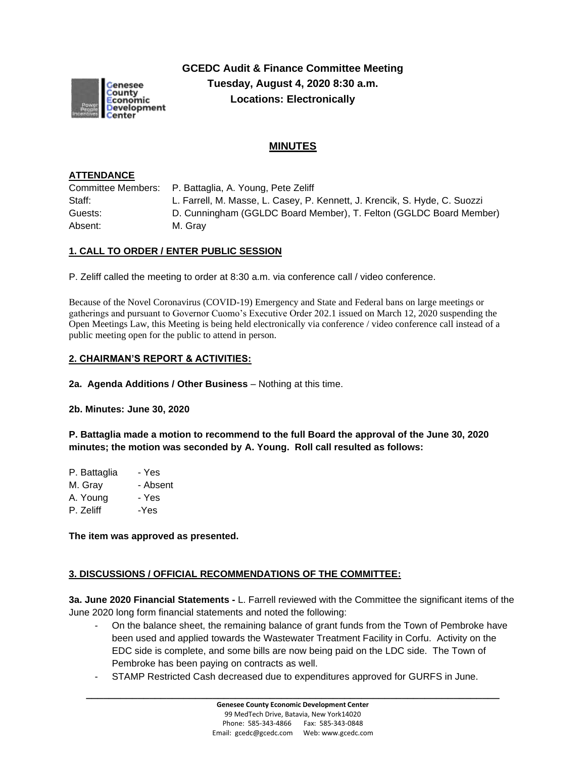# GCEDC Audit & Finance Committee Meeting
**Tuesday, August 4, 2020 8:30 a.m.**
**Locations: Electronically**

## MINUTES

### ATTENDANCE

| | |
|---|---|
| Committee Members: | P. Battaglia, A. Young, Pete Zeliff |
| Staff: | L. Farrell, M. Masse, L. Casey, P. Kennett, J. Krencik, S. Hyde, C. Suozzi |
| Guests: | D. Cunningham (GGLDC Board Member), T. Felton (GGLDC Board Member) |
| Absent: | M. Gray |

### 1. CALL TO ORDER / ENTER PUBLIC SESSION

P. Zeliff called the meeting to order at 8:30 a.m. via conference call / video conference.

Because of the Novel Coronavirus (COVID-19) Emergency and State and Federal bans on large meetings or gatherings and pursuant to Governor Cuomo's Executive Order 202.1 issued on March 12, 2020 suspending the Open Meetings Law, this Meeting is being held electronically via conference / video conference call instead of a public meeting open for the public to attend in person.

### 2. CHAIRMAN'S REPORT & ACTIVITIES:

**2a. Agenda Additions / Other Business** – Nothing at this time.

**2b. Minutes: June 30, 2020**

**P. Battaglia made a motion to recommend to the full Board the approval of the June 30, 2020 minutes; the motion was seconded by A. Young. Roll call resulted as follows:**

P. Battaglia - Yes
M. Gray - Absent
A. Young - Yes
P. Zeliff -Yes

**The item was approved as presented.**

### 3. DISCUSSIONS / OFFICIAL RECOMMENDATIONS OF THE COMMITTEE:

**3a. June 2020 Financial Statements -** L. Farrell reviewed with the Committee the significant items of the June 2020 long form financial statements and noted the following:

- On the balance sheet, the remaining balance of grant funds from the Town of Pembroke have been used and applied towards the Wastewater Treatment Facility in Corfu. Activity on the EDC side is complete, and some bills are now being paid on the LDC side. The Town of Pembroke has been paying on contracts as well.
- STAMP Restricted Cash decreased due to expenditures approved for GURFS in June.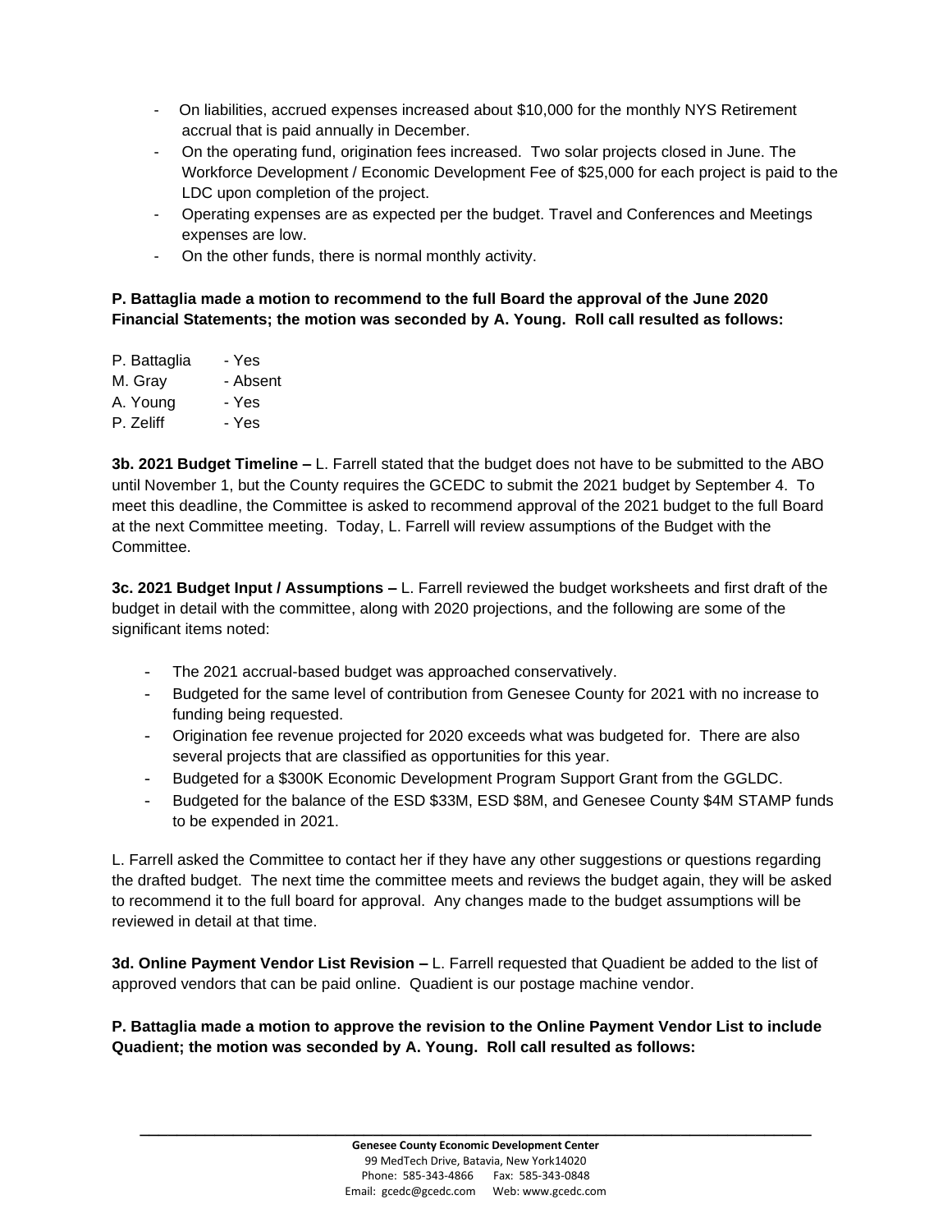- On liabilities, accrued expenses increased about $10,000 for the monthly NYS Retirement accrual that is paid annually in December.
- On the operating fund, origination fees increased. Two solar projects closed in June. The Workforce Development / Economic Development Fee of $25,000 for each project is paid to the LDC upon completion of the project.
- Operating expenses are as expected per the budget. Travel and Conferences and Meetings expenses are low.
- On the other funds, there is normal monthly activity.

**P. Battaglia made a motion to recommend to the full Board the approval of the June 2020 Financial Statements; the motion was seconded by A. Young. Roll call resulted as follows:**

P. Battaglia - Yes
M. Gray - Absent
A. Young - Yes
P. Zeliff - Yes

**3b. 2021 Budget Timeline –** L. Farrell stated that the budget does not have to be submitted to the ABO until November 1, but the County requires the GCEDC to submit the 2021 budget by September 4. To meet this deadline, the Committee is asked to recommend approval of the 2021 budget to the full Board at the next Committee meeting. Today, L. Farrell will review assumptions of the Budget with the Committee.

**3c. 2021 Budget Input / Assumptions –** L. Farrell reviewed the budget worksheets and first draft of the budget in detail with the committee, along with 2020 projections, and the following are some of the significant items noted:

- The 2021 accrual-based budget was approached conservatively.
- Budgeted for the same level of contribution from Genesee County for 2021 with no increase to funding being requested.
- Origination fee revenue projected for 2020 exceeds what was budgeted for. There are also several projects that are classified as opportunities for this year.
- Budgeted for a $300K Economic Development Program Support Grant from the GGLDC.
- Budgeted for the balance of the ESD $33M, ESD $8M, and Genesee County $4M STAMP funds to be expended in 2021.

L. Farrell asked the Committee to contact her if they have any other suggestions or questions regarding the drafted budget. The next time the committee meets and reviews the budget again, they will be asked to recommend it to the full board for approval. Any changes made to the budget assumptions will be reviewed in detail at that time.

**3d. Online Payment Vendor List Revision –** L. Farrell requested that Quadient be added to the list of approved vendors that can be paid online. Quadient is our postage machine vendor.

**P. Battaglia made a motion to approve the revision to the Online Payment Vendor List to include Quadient; the motion was seconded by A. Young. Roll call resulted as follows:**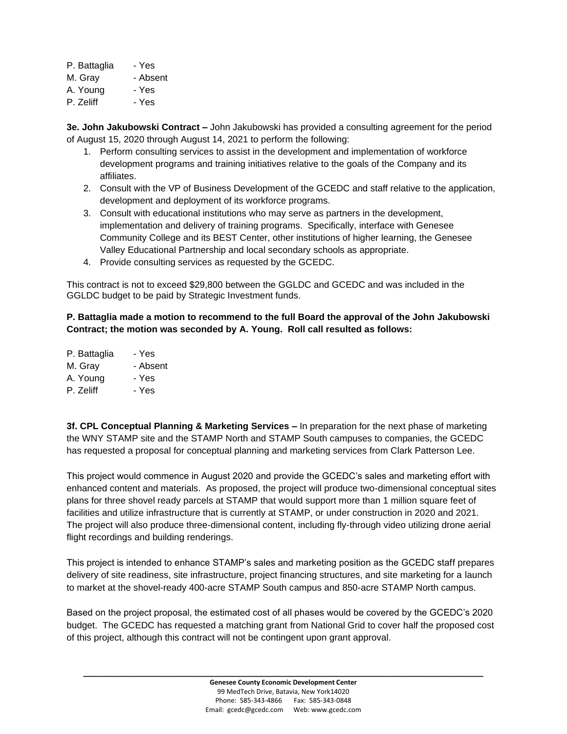P. Battaglia - Yes
M. Gray - Absent
A. Young - Yes
P. Zeliff - Yes

**3e. John Jakubowski Contract –** John Jakubowski has provided a consulting agreement for the period of August 15, 2020 through August 14, 2021 to perform the following:

1. Perform consulting services to assist in the development and implementation of workforce development programs and training initiatives relative to the goals of the Company and its affiliates.
2. Consult with the VP of Business Development of the GCEDC and staff relative to the application, development and deployment of its workforce programs.
3. Consult with educational institutions who may serve as partners in the development, implementation and delivery of training programs. Specifically, interface with Genesee Community College and its BEST Center, other institutions of higher learning, the Genesee Valley Educational Partnership and local secondary schools as appropriate.
4. Provide consulting services as requested by the GCEDC.

This contract is not to exceed $29,800 between the GGLDC and GCEDC and was included in the GGLDC budget to be paid by Strategic Investment funds.

**P. Battaglia made a motion to recommend to the full Board the approval of the John Jakubowski Contract; the motion was seconded by A. Young. Roll call resulted as follows:**

P. Battaglia - Yes
M. Gray - Absent
A. Young - Yes
P. Zeliff - Yes

**3f. CPL Conceptual Planning & Marketing Services –** In preparation for the next phase of marketing the WNY STAMP site and the STAMP North and STAMP South campuses to companies, the GCEDC has requested a proposal for conceptual planning and marketing services from Clark Patterson Lee.

This project would commence in August 2020 and provide the GCEDC's sales and marketing effort with enhanced content and materials. As proposed, the project will produce two-dimensional conceptual sites plans for three shovel ready parcels at STAMP that would support more than 1 million square feet of facilities and utilize infrastructure that is currently at STAMP, or under construction in 2020 and 2021. The project will also produce three-dimensional content, including fly-through video utilizing drone aerial flight recordings and building renderings.

This project is intended to enhance STAMP's sales and marketing position as the GCEDC staff prepares delivery of site readiness, site infrastructure, project financing structures, and site marketing for a launch to market at the shovel-ready 400-acre STAMP South campus and 850-acre STAMP North campus.

Based on the project proposal, the estimated cost of all phases would be covered by the GCEDC's 2020 budget. The GCEDC has requested a matching grant from National Grid to cover half the proposed cost of this project, although this contract will not be contingent upon grant approval.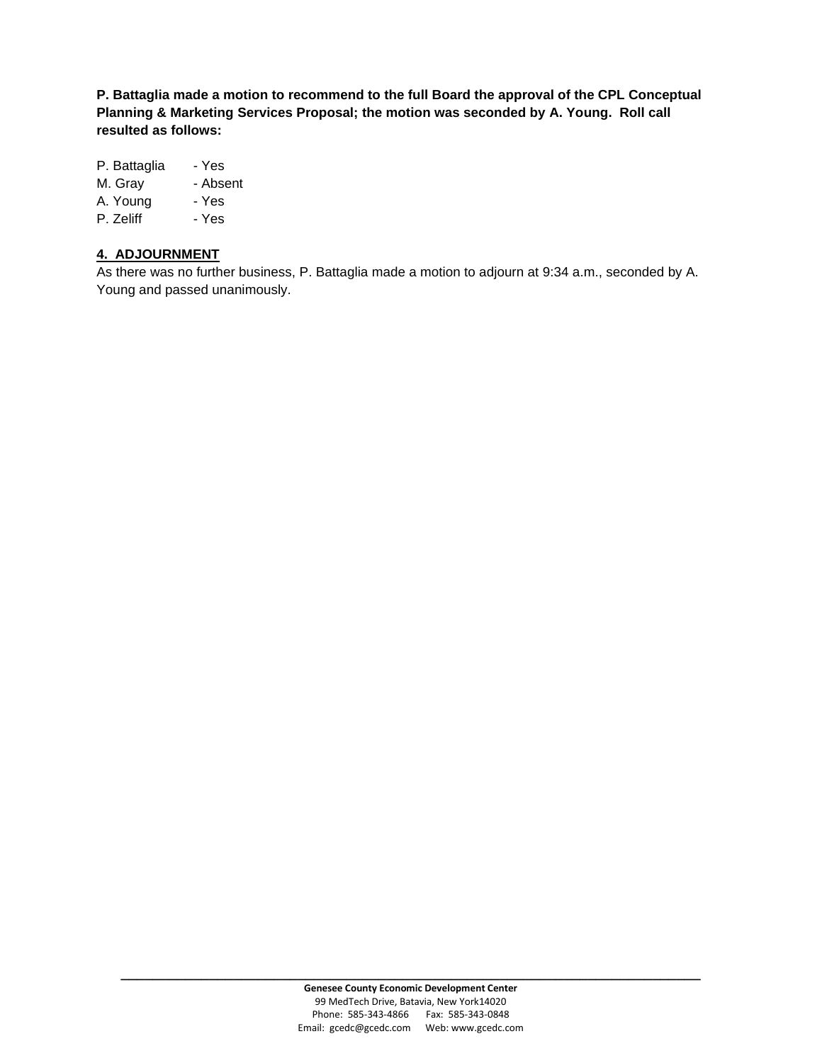**P. Battaglia made a motion to recommend to the full Board the approval of the CPL Conceptual Planning & Marketing Services Proposal; the motion was seconded by A. Young. Roll call resulted as follows:**

P. Battaglia - Yes
M. Gray - Absent
A. Young - Yes
P. Zeliff - Yes

**4. ADJOURNMENT**

As there was no further business, P. Battaglia made a motion to adjourn at 9:34 a.m., seconded by A. Young and passed unanimously.